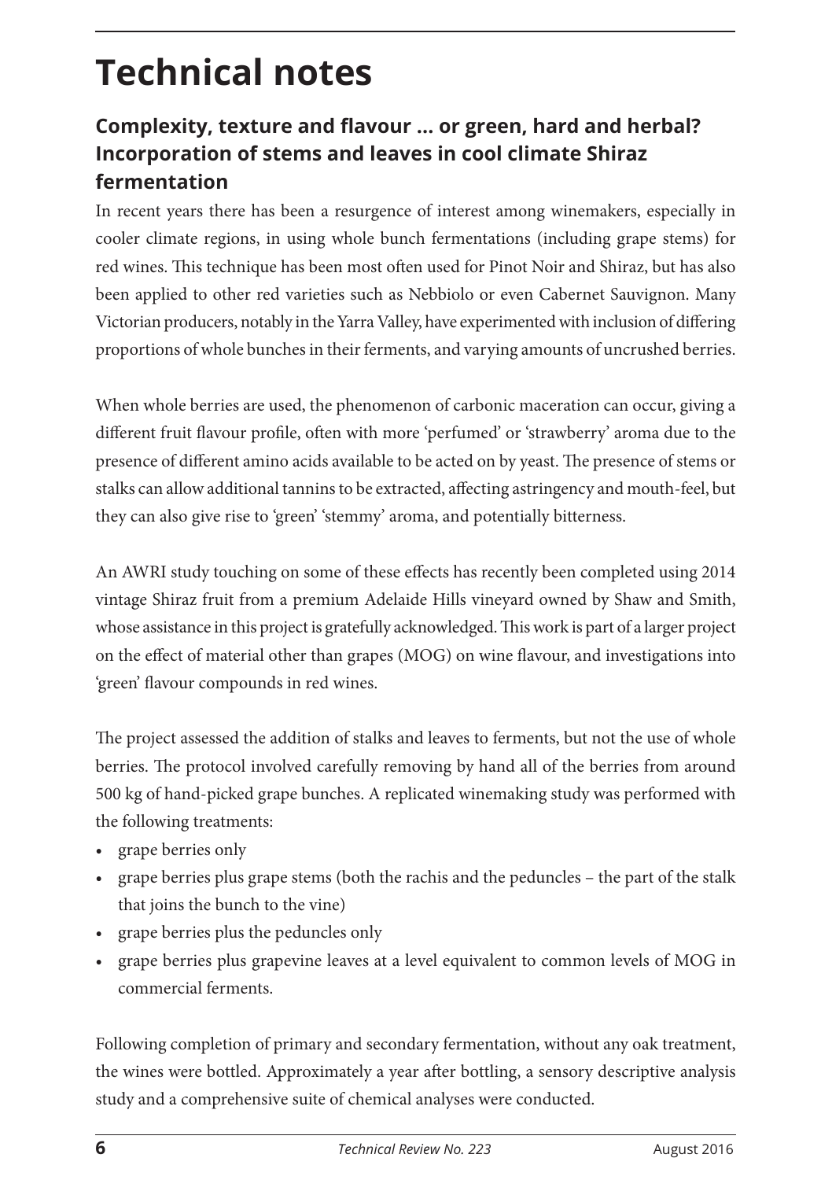# Technical notes

## Complexity, texture and flavour … or green, hard and herbal? Incorporation of stems and leaves in cool climate Shiraz fermentation

In recent years there has been a resurgence of interest among winemakers, especially in cooler climate regions, in using whole bunch fermentations (including grape stems) for red wines. This technique has been most often used for Pinot Noir and Shiraz, but has also been applied to other red varieties such as Nebbiolo or even Cabernet Sauvignon. Many Victorian producers, notably in the Yarra Valley, have experimented with inclusion of differing proportions of whole bunches in their ferments, and varying amounts of uncrushed berries.

When whole berries are used, the phenomenon of carbonic maceration can occur, giving a different fruit flavour profile, often with more 'perfumed' or 'strawberry' aroma due to the presence of different amino acids available to be acted on by yeast. The presence of stems or stalks can allow additional tannins to be extracted, affecting astringency and mouth-feel, but they can also give rise to 'green' 'stemmy' aroma, and potentially bitterness.

An AWRI study touching on some of these effects has recently been completed using 2014 vintage Shiraz fruit from a premium Adelaide Hills vineyard owned by Shaw and Smith, whose assistance in this project is gratefully acknowledged. This work is part of a larger project on the effect of material other than grapes (MOG) on wine flavour, and investigations into 'green' flavour compounds in red wines.

The project assessed the addition of stalks and leaves to ferments, but not the use of whole berries. The protocol involved carefully removing by hand all of the berries from around 500 kg of hand-picked grape bunches. A replicated winemaking study was performed with the following treatments:

- grape berries only
- grape berries plus grape stems (both the rachis and the peduncles – the part of the stalk that joins the bunch to the vine)
- grape berries plus the peduncles only
- grape berries plus grapevine leaves at a level equivalent to common levels of MOG in commercial ferments.

Following completion of primary and secondary fermentation, without any oak treatment, the wines were bottled. Approximately a year after bottling, a sensory descriptive analysis study and a comprehensive suite of chemical analyses were conducted.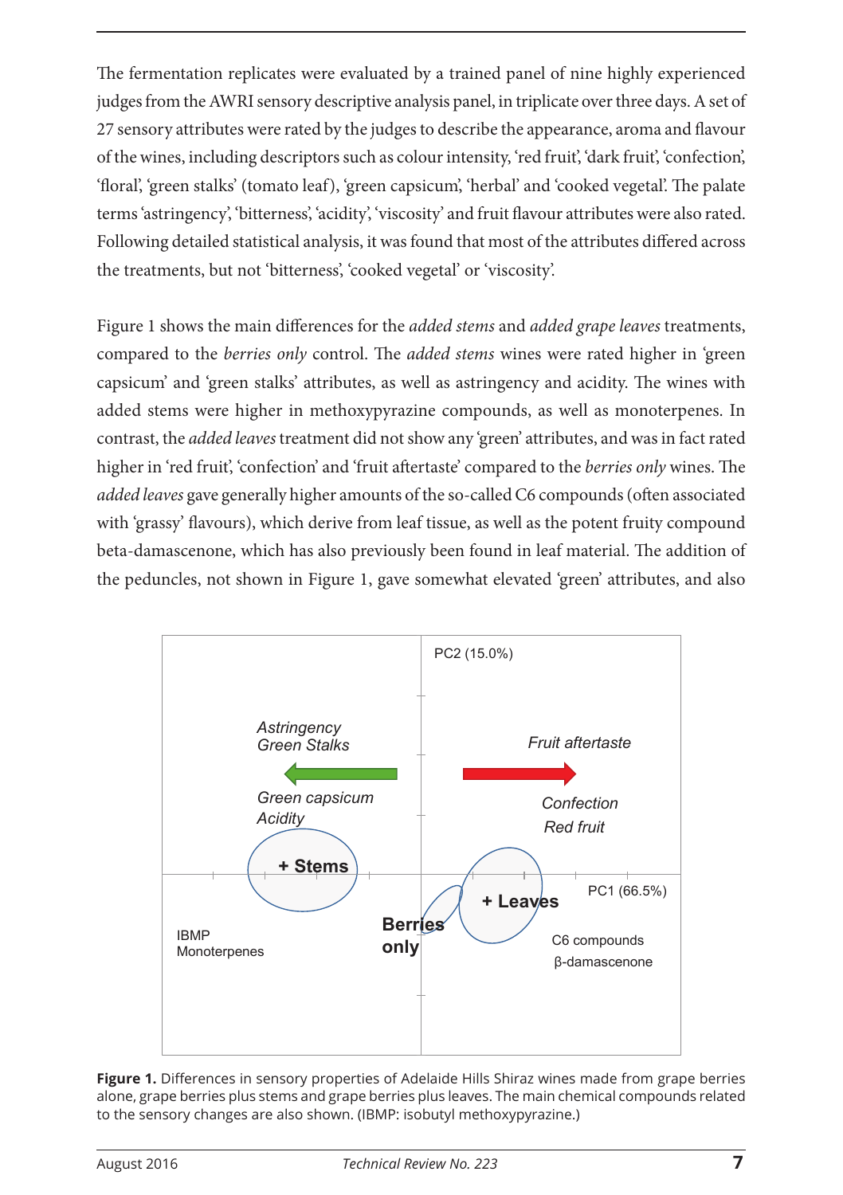The fermentation replicates were evaluated by a trained panel of nine highly experienced judges from the AWRI sensory descriptive analysis panel, in triplicate over three days. A set of 27 sensory attributes were rated by the judges to describe the appearance, aroma and flavour of the wines, including descriptors such as colour intensity, 'red fruit', 'dark fruit', 'confection', 'floral', 'green stalks' (tomato leaf), 'green capsicum', 'herbal' and 'cooked vegetal'. The palate terms 'astringency', 'bitterness', 'acidity', 'viscosity' and fruit flavour attributes were also rated. Following detailed statistical analysis, it was found that most of the attributes differed across the treatments, but not 'bitterness', 'cooked vegetal' or 'viscosity'.

Figure 1 shows the main differences for the *added stems* and *added grape leaves* treatments, compared to the *berries only* control. The *added stems* wines were rated higher in 'green capsicum' and 'green stalks' attributes, as well as astringency and acidity. The wines with added stems were higher in methoxypyrazine compounds, as well as monoterpenes. In contrast, the *added leaves* treatment did not show any 'green' attributes, and was in fact rated higher in 'red fruit', 'confection' and 'fruit aftertaste' compared to the *berries only* wines. The *added leaves* gave generally higher amounts of the so-called C6 compounds (often associated with 'grassy' flavours), which derive from leaf tissue, as well as the potent fruity compound beta-damascenone, which has also previously been found in leaf material. The addition of the peduncles, not shown in Figure 1, gave somewhat elevated 'green' attributes, and also

PC2 (15.0%)
Astringency
Green Stalks
Green capsicum
Acidity
Fruit aftertaste
Confection
Red fruit
+ Stems
+ Leaves
PC1 (66.5%)
Berries only
IBMP
Monoterpenes
C6 compounds
β-damascenone

**Figure 1.** Differences in sensory properties of Adelaide Hills Shiraz wines made from grape berries alone, grape berries plus stems and grape berries plus leaves. The main chemical compounds related to the sensory changes are also shown. (IBMP: isobutyl methoxypyrazine.)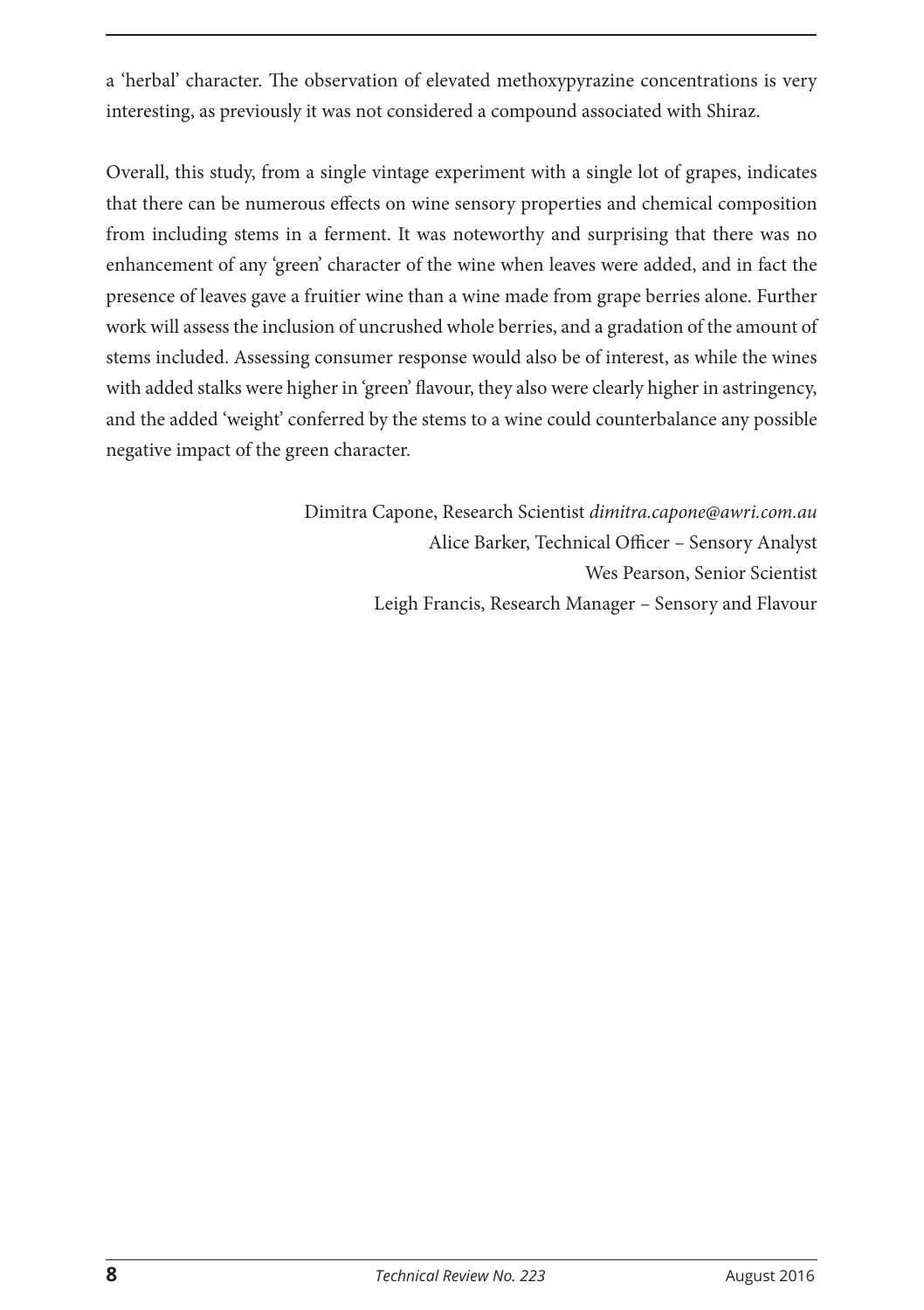a 'herbal' character. The observation of elevated methoxypyrazine concentrations is very interesting, as previously it was not considered a compound associated with Shiraz.

Overall, this study, from a single vintage experiment with a single lot of grapes, indicates that there can be numerous effects on wine sensory properties and chemical composition from including stems in a ferment. It was noteworthy and surprising that there was no enhancement of any 'green' character of the wine when leaves were added, and in fact the presence of leaves gave a fruitier wine than a wine made from grape berries alone. Further work will assess the inclusion of uncrushed whole berries, and a gradation of the amount of stems included. Assessing consumer response would also be of interest, as while the wines with added stalks were higher in 'green' flavour, they also were clearly higher in astringency, and the added 'weight' conferred by the stems to a wine could counterbalance any possible negative impact of the green character.

Dimitra Capone, Research Scientist *dimitra.capone@awri.com.au*
Alice Barker, Technical Officer – Sensory Analyst
Wes Pearson, Senior Scientist
Leigh Francis, Research Manager – Sensory and Flavour